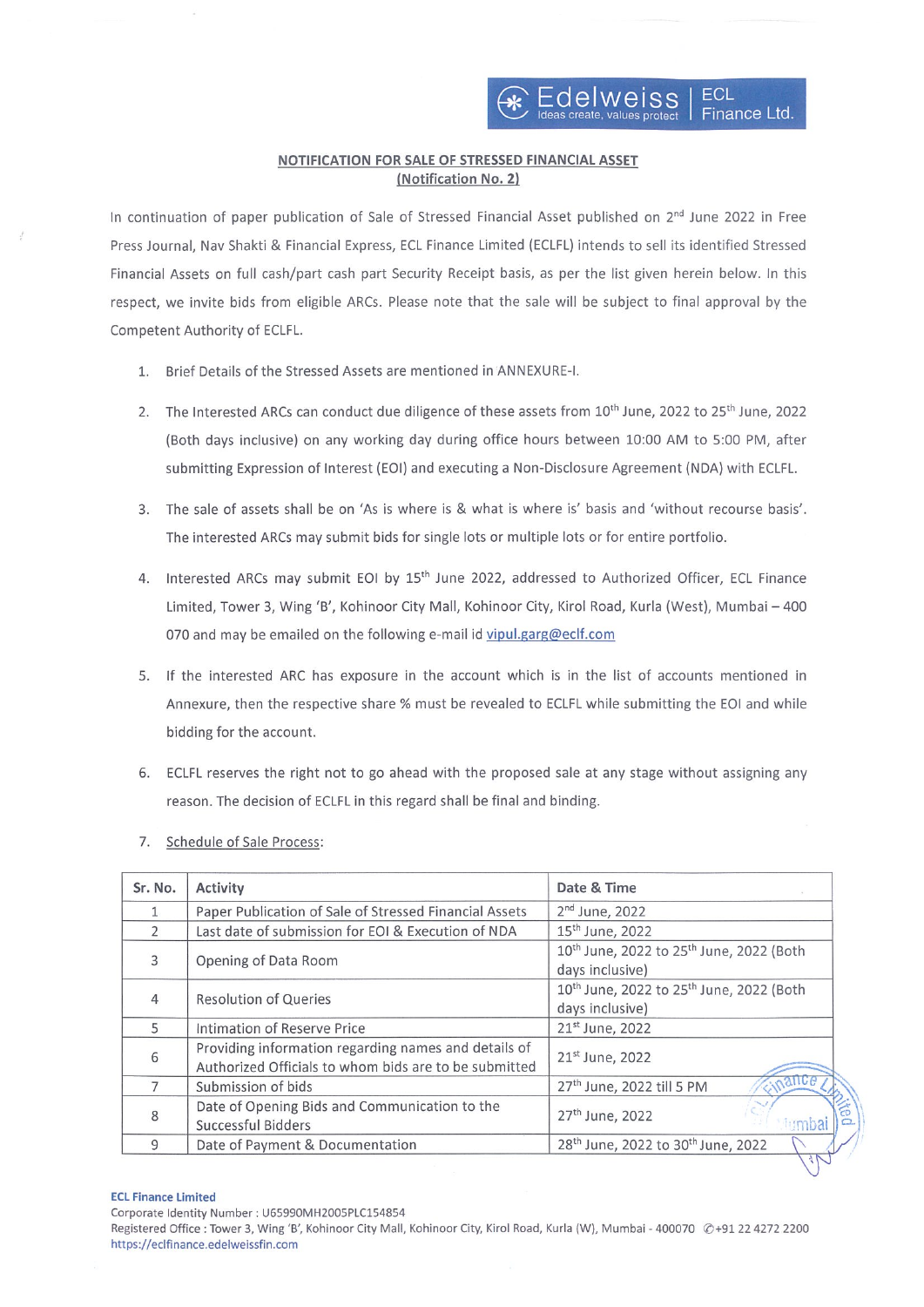Edelweiss | ECL Finance Ltd.

## NOTIFICATION FOR SALE OF STRESSED FINANCIAL ASSET (Notification No. 2)

In continuation of paper publication of Sale of Stressed Financial Asset published on 2nd June 2022 in Free Press Journal, Nav Shakti & Financial Express, ECL Finance Limited (ECLFL) intends to sell its identified Stressed Financial Assets on full cash/part cash part Security Receipt basis, as per the list given herein below. In this respect, we invite bids from eligible ARCs. Please note that the sale will be subject to final approval by the Competent Authority of ECLFL.

1. Brief Details of the Stressed Assets are mentioned in ANNEXURE-I.
2. The Interested ARCs can conduct due diligence of these assets from 10th June, 2022 to 25th June, 2022 (Both days inclusive) on any working day during office hours between 10:00 AM to 5:00 PM, after submitting Expression of Interest (EOI) and executing a Non-Disclosure Agreement (NDA) with ECLFL.
3. The sale of assets shall be on 'As is where is & what is where is' basis and 'without recourse basis'. The interested ARCs may submit bids for single lots or multiple lots or for entire portfolio.
4. Interested ARCs may submit EOI by 15th June 2022, addressed to Authorized Officer, ECL Finance Limited, Tower 3, Wing 'B', Kohinoor City Mall, Kohinoor City, Kirol Road, Kurla (West), Mumbai – 400 070 and may be emailed on the following e-mail id vipul.garg@eclf.com
5. If the interested ARC has exposure in the account which is in the list of accounts mentioned in Annexure, then the respective share % must be revealed to ECLFL while submitting the EOI and while bidding for the account.
6. ECLFL reserves the right not to go ahead with the proposed sale at any stage without assigning any reason. The decision of ECLFL in this regard shall be final and binding.
7. Schedule of Sale Process:

| Sr. No. | Activity | Date & Time |
|---|---|---|
| 1 | Paper Publication of Sale of Stressed Financial Assets | 2nd June, 2022 |
| 2 | Last date of submission for EOI & Execution of NDA | 15th June, 2022 |
| 3 | Opening of Data Room | 10th June, 2022 to 25th June, 2022 (Both days inclusive) |
| 4 | Resolution of Queries | 10th June, 2022 to 25th June, 2022 (Both days inclusive) |
| 5 | Intimation of Reserve Price | 21st June, 2022 |
| 6 | Providing information regarding names and details of Authorized Officials to whom bids are to be submitted | 21st June, 2022 |
| 7 | Submission of bids | 27th June, 2022 till 5 PM |
| 8 | Date of Opening Bids and Communication to the Successful Bidders | 27th June, 2022 |
| 9 | Date of Payment & Documentation | 28th June, 2022 to 30th June, 2022 |

**ECL Finance Limited**
Corporate Identity Number : U65990MH2005PLC154854
Registered Office : Tower 3, Wing 'B', Kohinoor City Mall, Kohinoor City, Kirol Road, Kurla (W), Mumbai - 400070 ✆+91 22 4272 2200
https://eclfinance.edelweissfin.com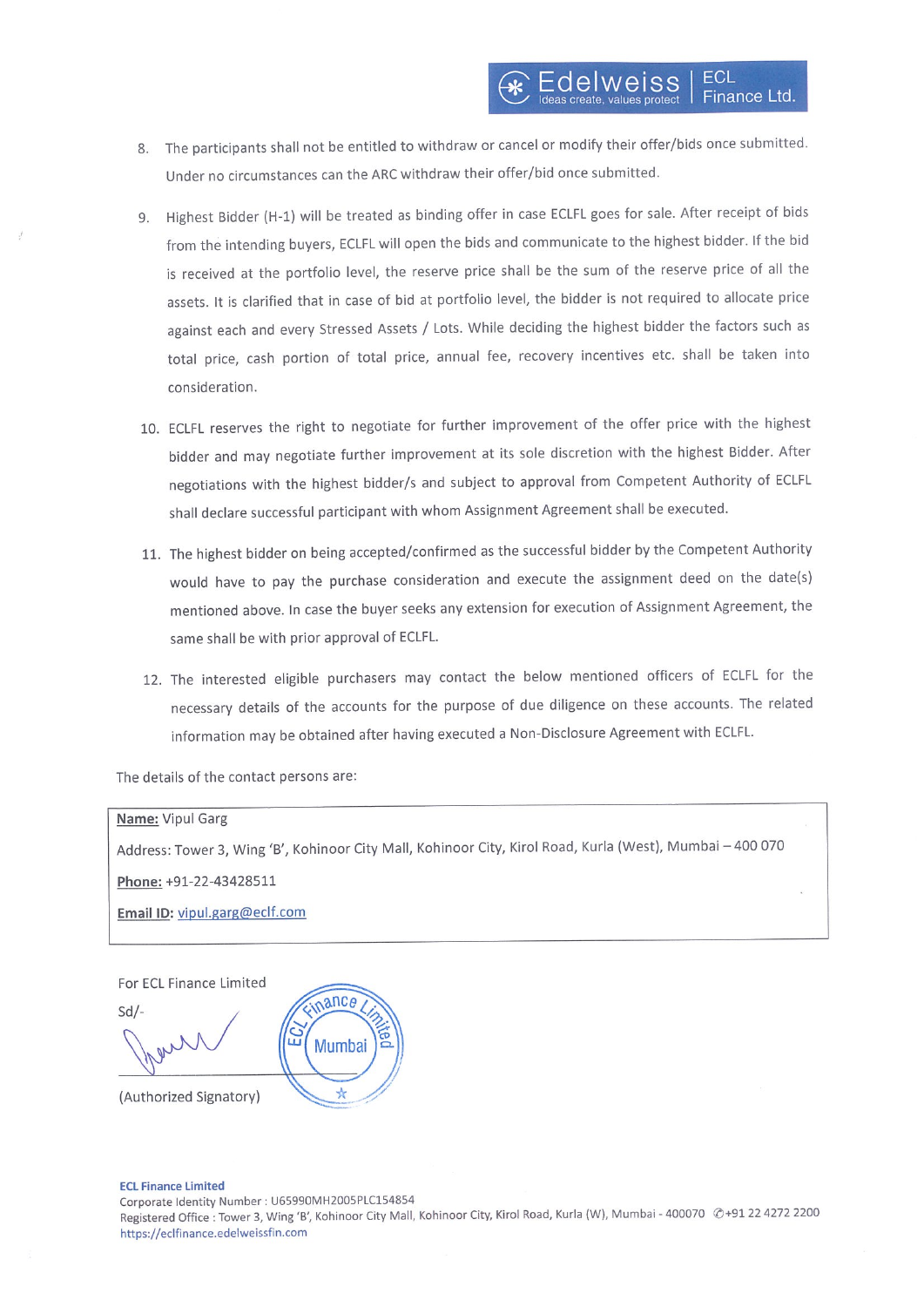8. The participants shall not be entitled to withdraw or cancel or modify their offer/bids once submitted. Under no circumstances can the ARC withdraw their offer/bid once submitted.

9. Highest Bidder (H-1) will be treated as binding offer in case ECLFL goes for sale. After receipt of bids from the intending buyers, ECLFL will open the bids and communicate to the highest bidder. If the bid is received at the portfolio level, the reserve price shall be the sum of the reserve price of all the assets. It is clarified that in case of bid at portfolio level, the bidder is not required to allocate price against each and every Stressed Assets / Lots. While deciding the highest bidder the factors such as total price, cash portion of total price, annual fee, recovery incentives etc. shall be taken into consideration.

10. ECLFL reserves the right to negotiate for further improvement of the offer price with the highest bidder and may negotiate further improvement at its sole discretion with the highest Bidder. After negotiations with the highest bidder/s and subject to approval from Competent Authority of ECLFL shall declare successful participant with whom Assignment Agreement shall be executed.

11. The highest bidder on being accepted/confirmed as the successful bidder by the Competent Authority would have to pay the purchase consideration and execute the assignment deed on the date(s) mentioned above. In case the buyer seeks any extension for execution of Assignment Agreement, the same shall be with prior approval of ECLFL.

12. The interested eligible purchasers may contact the below mentioned officers of ECLFL for the necessary details of the accounts for the purpose of due diligence on these accounts. The related information may be obtained after having executed a Non-Disclosure Agreement with ECLFL.

The details of the contact persons are:

**Name:** Vipul Garg

Address: Tower 3, Wing 'B', Kohinoor City Mall, Kohinoor City, Kirol Road, Kurla (West), Mumbai – 400 070

**Phone:** +91-22-43428511

**Email ID:** vipul.garg@eclf.com

For ECL Finance Limited

Sd/-

(Authorized Signatory)

**ECL Finance Limited**
Corporate Identity Number : U65990MH2005PLC154854
Registered Office : Tower 3, Wing 'B', Kohinoor City Mall, Kohinoor City, Kirol Road, Kurla (W), Mumbai - 400070 ✆+91 22 4272 2200
https://eclfinance.edelweissfin.com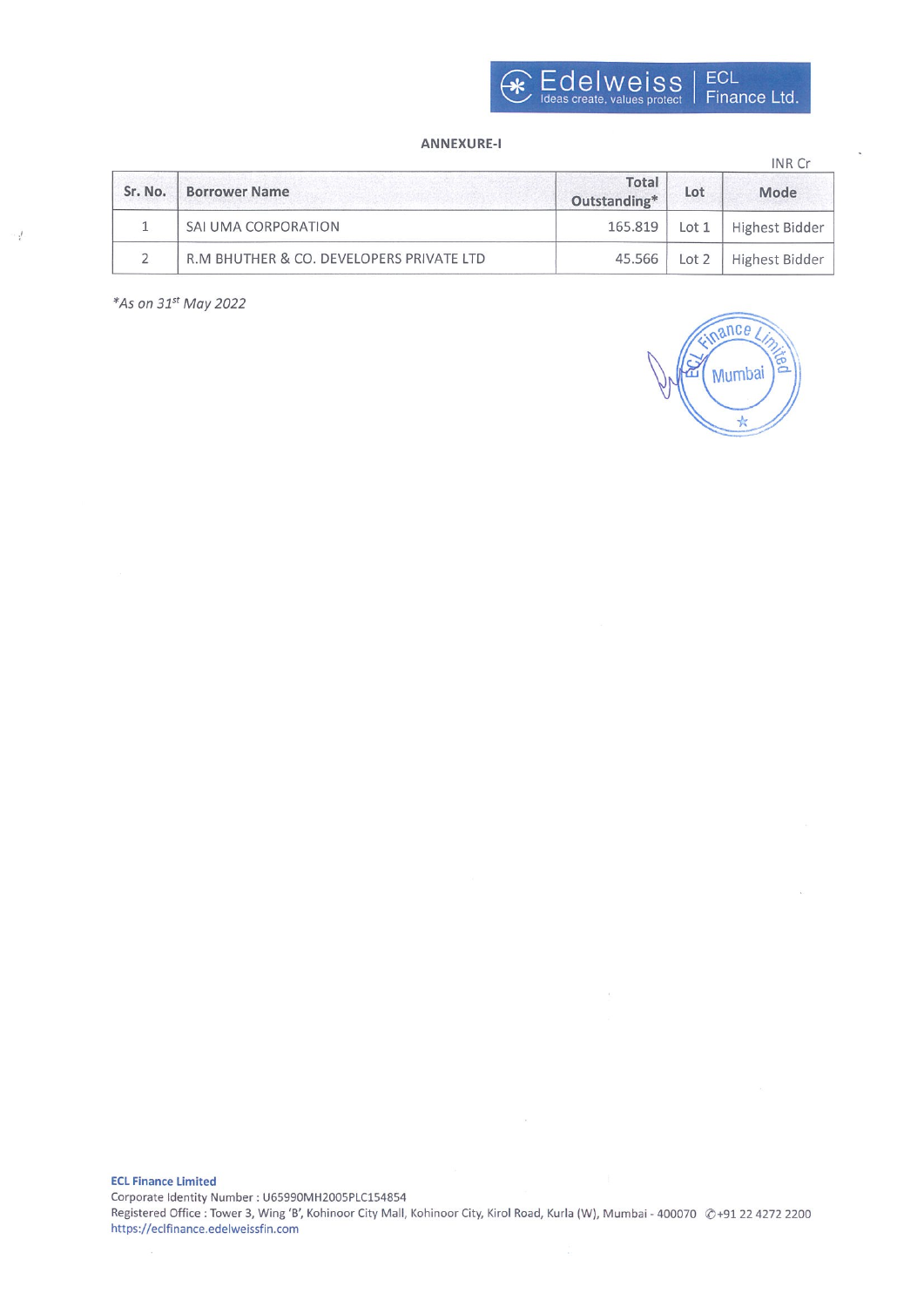## ANNEXURE-I

INR Cr

| Sr. No. | Borrower Name | Total Outstanding* | Lot | Mode |
|---|---|---|---|---|
| 1 | SAI UMA CORPORATION | 165.819 | Lot 1 | Highest Bidder |
| 2 | R.M BHUTHER & CO. DEVELOPERS PRIVATE LTD | 45.566 | Lot 2 | Highest Bidder |

*As on 31st May 2022

**ECL Finance Limited**
Corporate Identity Number : U65990MH2005PLC154854
Registered Office : Tower 3, Wing 'B', Kohinoor City Mall, Kohinoor City, Kirol Road, Kurla (W), Mumbai - 400070 ✆+91 22 4272 2200
https://eclfinance.edelweissfin.com